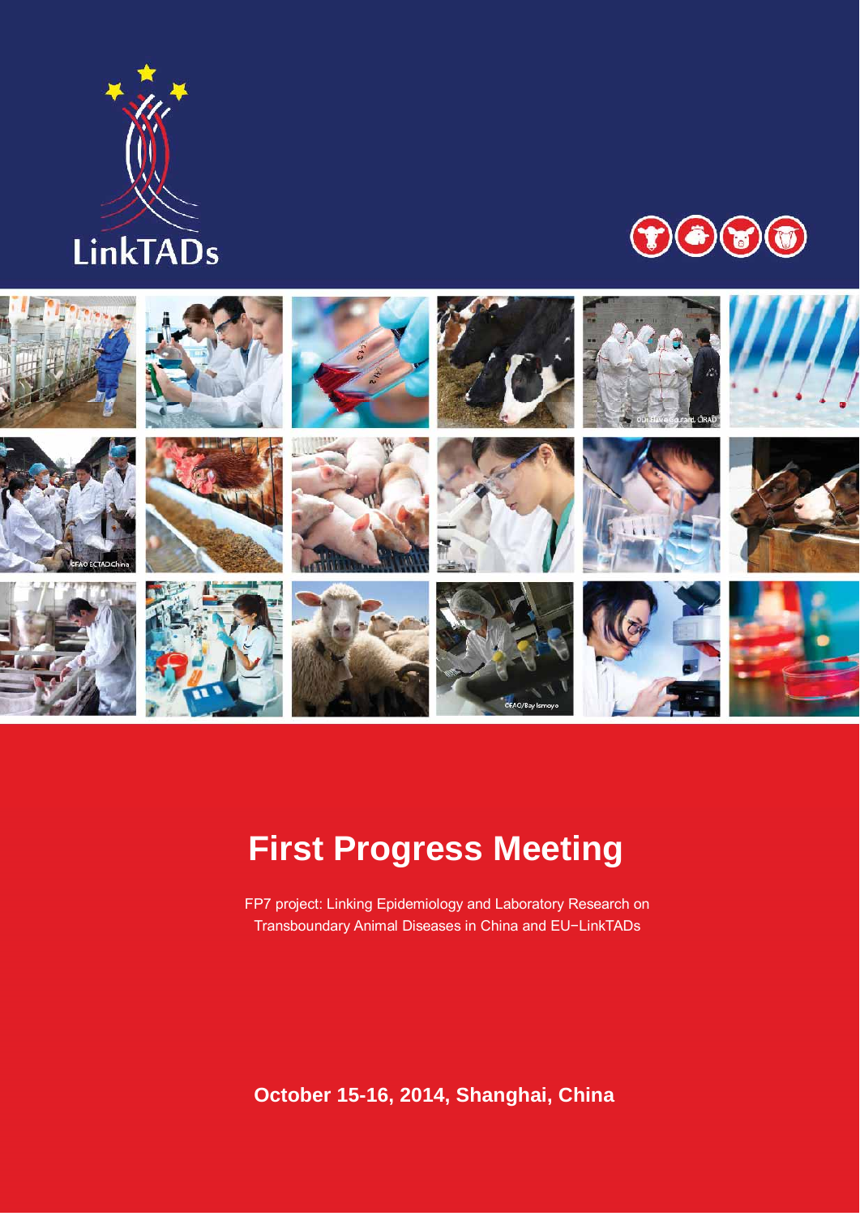LinkTADs

# First Progress Meeting

FP7 project: Linking Epidemiology and Laboratory Research on Transboundary Animal Diseases in China and EU−LinkTADs

**October 15-16, 2014, Shanghai, China**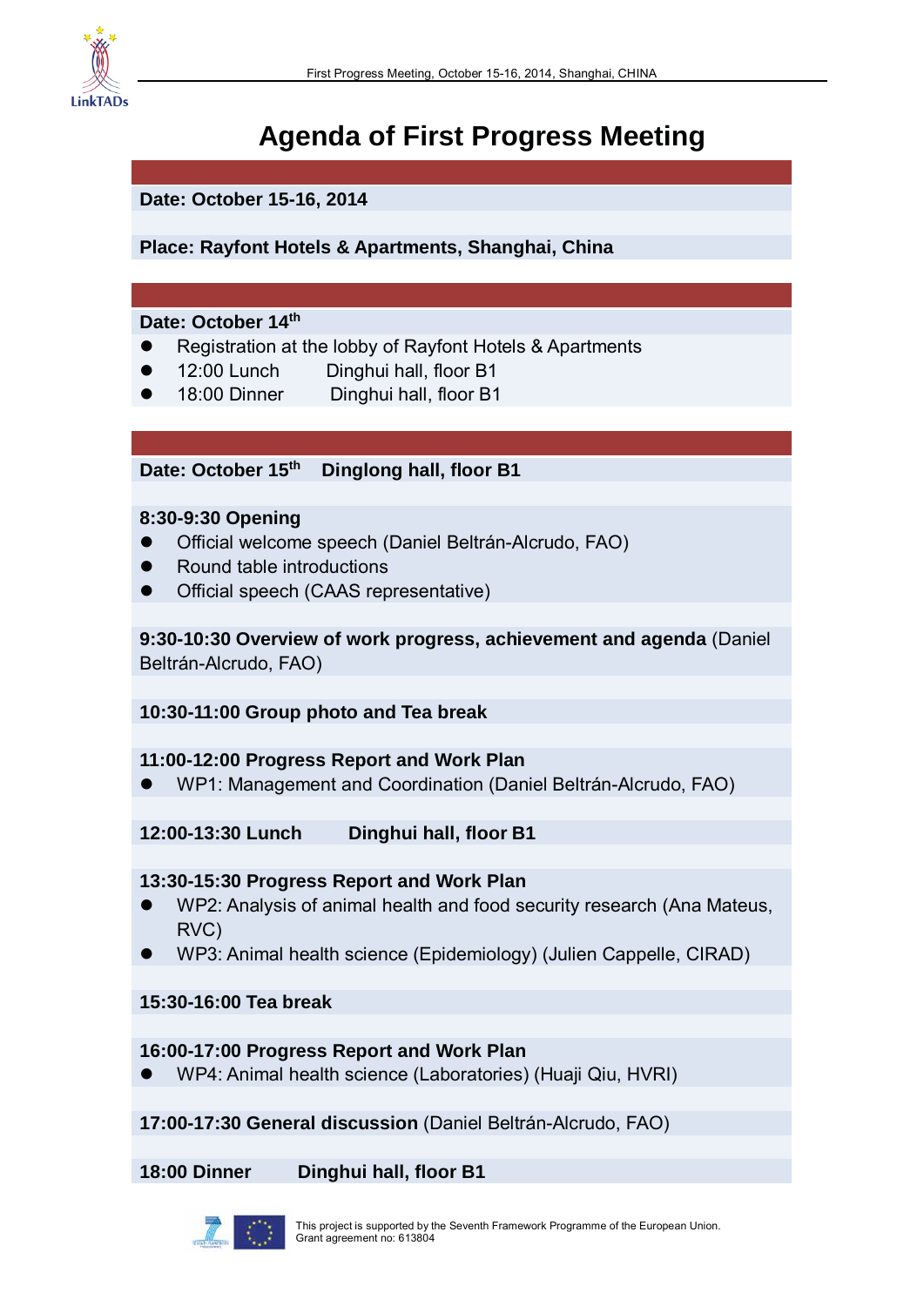# Agenda of First Progress Meeting

**Date: October 15-16, 2014**

**Place: Rayfont Hotels & Apartments, Shanghai, China**

**Date: October 14th**

- Registration at the lobby of Rayfont Hotels & Apartments
- 12:00 Lunch Dinghui hall, floor B1
- 18:00 Dinner Dinghui hall, floor B1

**Date: October 15th Dinglong hall, floor B1**

**8:30-9:30 Opening**

- Official welcome speech (Daniel Beltrán-Alcrudo, FAO)
- Round table introductions
- Official speech (CAAS representative)

**9:30-10:30 Overview of work progress, achievement and agenda** (Daniel Beltrán-Alcrudo, FAO)

**10:30-11:00 Group photo and Tea break**

**11:00-12:00 Progress Report and Work Plan**

- WP1: Management and Coordination (Daniel Beltrán-Alcrudo, FAO)

**12:00-13:30 Lunch Dinghui hall, floor B1**

**13:30-15:30 Progress Report and Work Plan**

- WP2: Analysis of animal health and food security research (Ana Mateus, RVC)
- WP3: Animal health science (Epidemiology) (Julien Cappelle, CIRAD)

**15:30-16:00 Tea break**

**16:00-17:00 Progress Report and Work Plan**

- WP4: Animal health science (Laboratories) (Huaji Qiu, HVRI)

**17:00-17:30 General discussion** (Daniel Beltrán-Alcrudo, FAO)

**18:00 Dinner Dinghui hall, floor B1**

This project is supported by the Seventh Framework Programme of the European Union.
Grant agreement no: 613804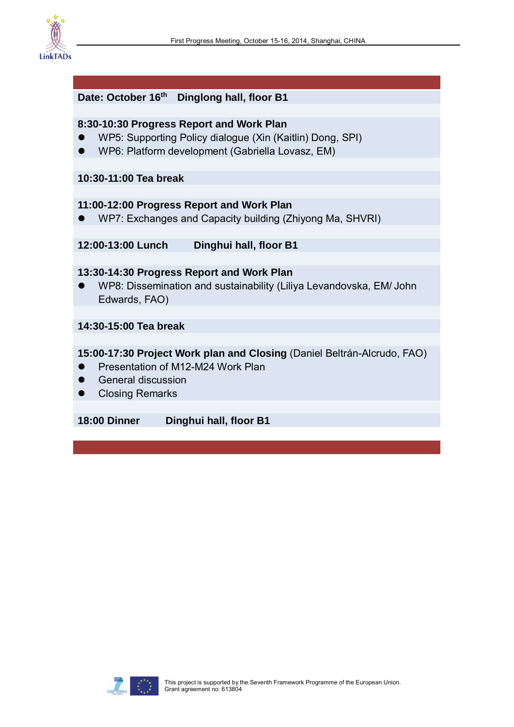**Date: October 16th  Dinglong hall, floor B1**

**8:30-10:30 Progress Report and Work Plan**

- WP5: Supporting Policy dialogue (Xin (Kaitlin) Dong, SPI)
- WP6: Platform development (Gabriella Lovasz, EM)

**10:30-11:00 Tea break**

**11:00-12:00 Progress Report and Work Plan**

- WP7: Exchanges and Capacity building (Zhiyong Ma, SHVRI)

**12:00-13:00 Lunch  Dinghui hall, floor B1**

**13:30-14:30 Progress Report and Work Plan**

- WP8: Dissemination and sustainability (Liliya Levandovska, EM/ John Edwards, FAO)

**14:30-15:00 Tea break**

**15:00-17:30 Project Work plan and Closing** (Daniel Beltrán-Alcrudo, FAO)

- Presentation of M12-M24 Work Plan
- General discussion
- Closing Remarks

**18:00 Dinner  Dinghui hall, floor B1**

This project is supported by the Seventh Framework Programme of the European Union.
Grant agreement no: 613804